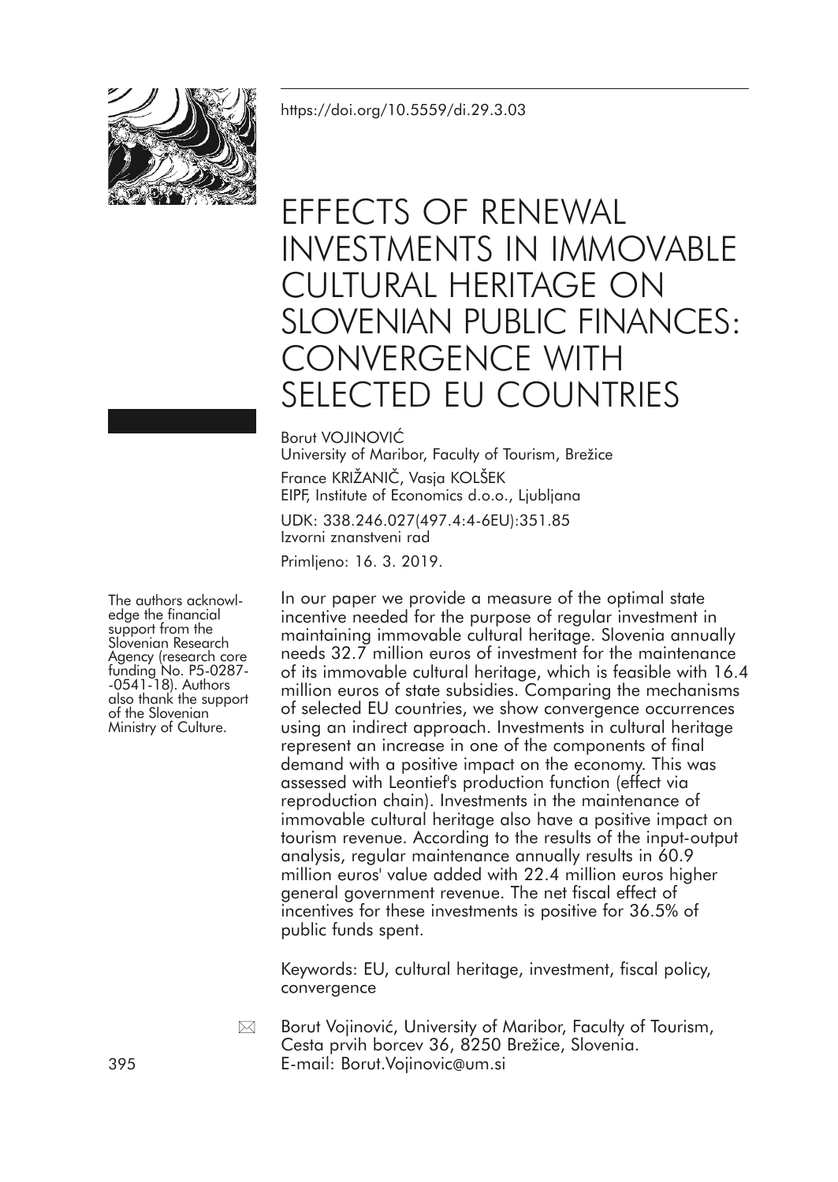https://doi.org/10.5559/di.29.3.03

# EFFECTS OF RENEWAL INVESTMENTS IN IMMOVABLE CULTURAL HERITAGE ON SLOVENIAN PUBLIC FINANCES: CONVERGENCE WITH SELECTED EU COUNTRIES

Borut VOJINOVIĆ
University of Maribor, Faculty of Tourism, Brežice

France KRIŽANIČ, Vasja KOLŠEK
EIPF, Institute of Economics d.o.o., Ljubljana

UDK: 338.246.027(497.4:4-6EU):351.85
Izvorni znanstveni rad

Primljeno: 16. 3. 2019.

The authors acknowledge the financial support from the Slovenian Research Agency (research core funding No. P5-0287-0541-18). Authors also thank the support of the Slovenian Ministry of Culture.

In our paper we provide a measure of the optimal state incentive needed for the purpose of regular investment in maintaining immovable cultural heritage. Slovenia annually needs 32.7 million euros of investment for the maintenance of its immovable cultural heritage, which is feasible with 16.4 million euros of state subsidies. Comparing the mechanisms of selected EU countries, we show convergence occurrences using an indirect approach. Investments in cultural heritage represent an increase in one of the components of final demand with a positive impact on the economy. This was assessed with Leontief's production function (effect via reproduction chain). Investments in the maintenance of immovable cultural heritage also have a positive impact on tourism revenue. According to the results of the input-output analysis, regular maintenance annually results in 60.9 million euros' value added with 22.4 million euros higher general government revenue. The net fiscal effect of incentives for these investments is positive for 36.5% of public funds spent.

Keywords: EU, cultural heritage, investment, fiscal policy, convergence

Borut Vojinović, University of Maribor, Faculty of Tourism, Cesta prvih borcev 36, 8250 Brežice, Slovenia.
E-mail: Borut.Vojinovic@um.si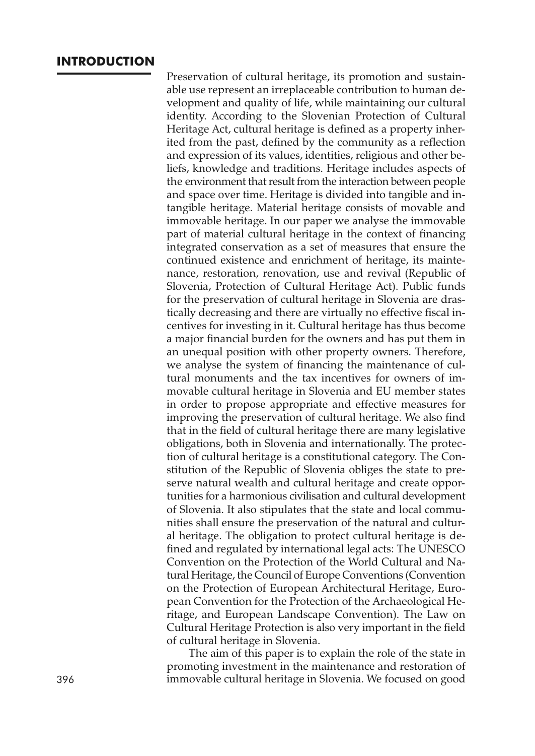## INTRODUCTION

Preservation of cultural heritage, its promotion and sustainable use represent an irreplaceable contribution to human development and quality of life, while maintaining our cultural identity. According to the Slovenian Protection of Cultural Heritage Act, cultural heritage is defined as a property inherited from the past, defined by the community as a reflection and expression of its values, identities, religious and other beliefs, knowledge and traditions. Heritage includes aspects of the environment that result from the interaction between people and space over time. Heritage is divided into tangible and intangible heritage. Material heritage consists of movable and immovable heritage. In our paper we analyse the immovable part of material cultural heritage in the context of financing integrated conservation as a set of measures that ensure the continued existence and enrichment of heritage, its maintenance, restoration, renovation, use and revival (Republic of Slovenia, Protection of Cultural Heritage Act). Public funds for the preservation of cultural heritage in Slovenia are drastically decreasing and there are virtually no effective fiscal incentives for investing in it. Cultural heritage has thus become a major financial burden for the owners and has put them in an unequal position with other property owners. Therefore, we analyse the system of financing the maintenance of cultural monuments and the tax incentives for owners of immovable cultural heritage in Slovenia and EU member states in order to propose appropriate and effective measures for improving the preservation of cultural heritage. We also find that in the field of cultural heritage there are many legislative obligations, both in Slovenia and internationally. The protection of cultural heritage is a constitutional category. The Constitution of the Republic of Slovenia obliges the state to preserve natural wealth and cultural heritage and create opportunities for a harmonious civilisation and cultural development of Slovenia. It also stipulates that the state and local communities shall ensure the preservation of the natural and cultural heritage. The obligation to protect cultural heritage is defined and regulated by international legal acts: The UNESCO Convention on the Protection of the World Cultural and Natural Heritage, the Council of Europe Conventions (Convention on the Protection of European Architectural Heritage, European Convention for the Protection of the Archaeological Heritage, and European Landscape Convention). The Law on Cultural Heritage Protection is also very important in the field of cultural heritage in Slovenia.

The aim of this paper is to explain the role of the state in promoting investment in the maintenance and restoration of immovable cultural heritage in Slovenia. We focused on good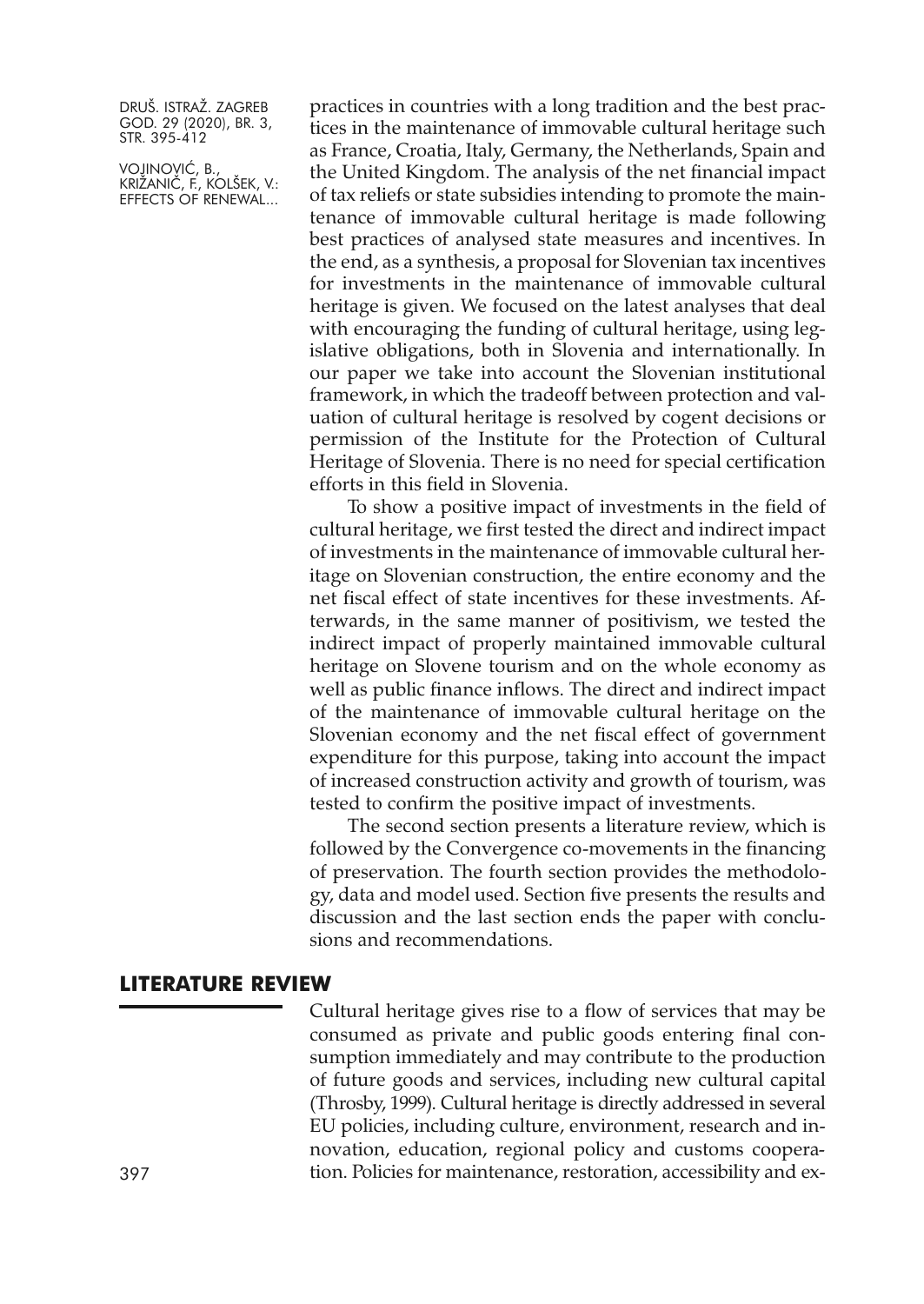practices in countries with a long tradition and the best practices in the maintenance of immovable cultural heritage such as France, Croatia, Italy, Germany, the Netherlands, Spain and the United Kingdom. The analysis of the net financial impact of tax reliefs or state subsidies intending to promote the maintenance of immovable cultural heritage is made following best practices of analysed state measures and incentives. In the end, as a synthesis, a proposal for Slovenian tax incentives for investments in the maintenance of immovable cultural heritage is given. We focused on the latest analyses that deal with encouraging the funding of cultural heritage, using legislative obligations, both in Slovenia and internationally. In our paper we take into account the Slovenian institutional framework, in which the tradeoff between protection and valuation of cultural heritage is resolved by cogent decisions or permission of the Institute for the Protection of Cultural Heritage of Slovenia. There is no need for special certification efforts in this field in Slovenia.

To show a positive impact of investments in the field of cultural heritage, we first tested the direct and indirect impact of investments in the maintenance of immovable cultural heritage on Slovenian construction, the entire economy and the net fiscal effect of state incentives for these investments. Afterwards, in the same manner of positivism, we tested the indirect impact of properly maintained immovable cultural heritage on Slovene tourism and on the whole economy as well as public finance inflows. The direct and indirect impact of the maintenance of immovable cultural heritage on the Slovenian economy and the net fiscal effect of government expenditure for this purpose, taking into account the impact of increased construction activity and growth of tourism, was tested to confirm the positive impact of investments.

The second section presents a literature review, which is followed by the Convergence co-movements in the financing of preservation. The fourth section provides the methodology, data and model used. Section five presents the results and discussion and the last section ends the paper with conclusions and recommendations.

## LITERATURE REVIEW

Cultural heritage gives rise to a flow of services that may be consumed as private and public goods entering final consumption immediately and may contribute to the production of future goods and services, including new cultural capital (Throsby, 1999). Cultural heritage is directly addressed in several EU policies, including culture, environment, research and innovation, education, regional policy and customs cooperation. Policies for maintenance, restoration, accessibility and ex-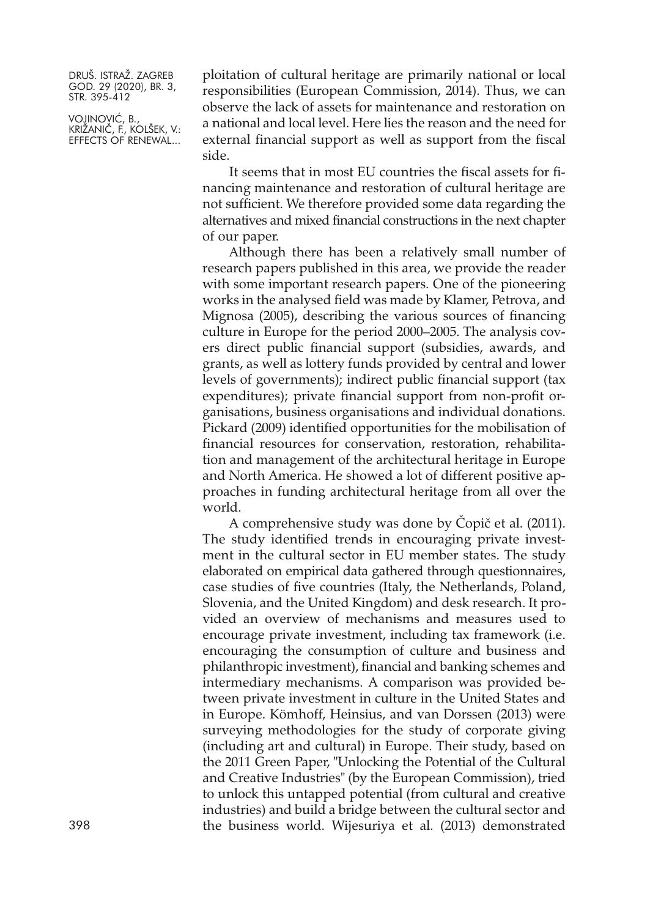ploitation of cultural heritage are primarily national or local responsibilities (European Commission, 2014). Thus, we can observe the lack of assets for maintenance and restoration on a national and local level. Here lies the reason and the need for external financial support as well as support from the fiscal side.

It seems that in most EU countries the fiscal assets for financing maintenance and restoration of cultural heritage are not sufficient. We therefore provided some data regarding the alternatives and mixed financial constructions in the next chapter of our paper.

Although there has been a relatively small number of research papers published in this area, we provide the reader with some important research papers. One of the pioneering works in the analysed field was made by Klamer, Petrova, and Mignosa (2005), describing the various sources of financing culture in Europe for the period 2000–2005. The analysis covers direct public financial support (subsidies, awards, and grants, as well as lottery funds provided by central and lower levels of governments); indirect public financial support (tax expenditures); private financial support from non-profit organisations, business organisations and individual donations. Pickard (2009) identified opportunities for the mobilisation of financial resources for conservation, restoration, rehabilitation and management of the architectural heritage in Europe and North America. He showed a lot of different positive approaches in funding architectural heritage from all over the world.

A comprehensive study was done by Čopič et al. (2011). The study identified trends in encouraging private investment in the cultural sector in EU member states. The study elaborated on empirical data gathered through questionnaires, case studies of five countries (Italy, the Netherlands, Poland, Slovenia, and the United Kingdom) and desk research. It provided an overview of mechanisms and measures used to encourage private investment, including tax framework (i.e. encouraging the consumption of culture and business and philanthropic investment), financial and banking schemes and intermediary mechanisms. A comparison was provided between private investment in culture in the United States and in Europe. Kömhoff, Heinsius, and van Dorssen (2013) were surveying methodologies for the study of corporate giving (including art and cultural) in Europe. Their study, based on the 2011 Green Paper, "Unlocking the Potential of the Cultural and Creative Industries" (by the European Commission), tried to unlock this untapped potential (from cultural and creative industries) and build a bridge between the cultural sector and the business world. Wijesuriya et al. (2013) demonstrated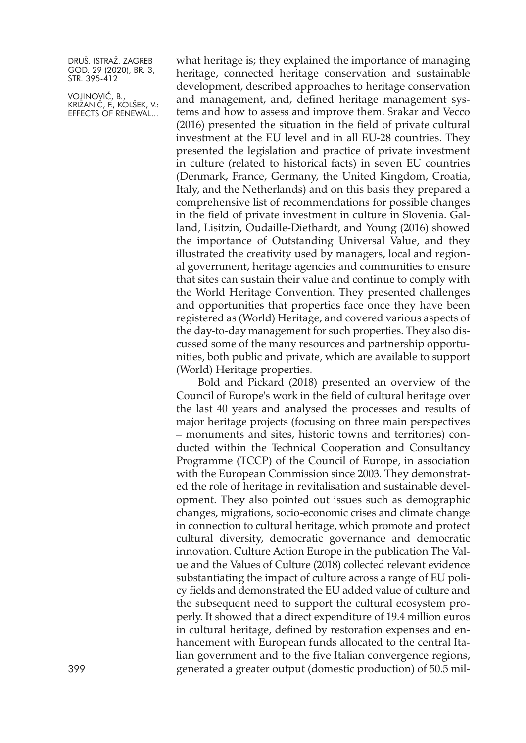what heritage is; they explained the importance of managing heritage, connected heritage conservation and sustainable development, described approaches to heritage conservation and management, and, defined heritage management systems and how to assess and improve them. Srakar and Vecco (2016) presented the situation in the field of private cultural investment at the EU level and in all EU-28 countries. They presented the legislation and practice of private investment in culture (related to historical facts) in seven EU countries (Denmark, France, Germany, the United Kingdom, Croatia, Italy, and the Netherlands) and on this basis they prepared a comprehensive list of recommendations for possible changes in the field of private investment in culture in Slovenia. Galland, Lisitzin, Oudaille-Diethardt, and Young (2016) showed the importance of Outstanding Universal Value, and they illustrated the creativity used by managers, local and regional government, heritage agencies and communities to ensure that sites can sustain their value and continue to comply with the World Heritage Convention. They presented challenges and opportunities that properties face once they have been registered as (World) Heritage, and covered various aspects of the day-to-day management for such properties. They also discussed some of the many resources and partnership opportunities, both public and private, which are available to support (World) Heritage properties.

Bold and Pickard (2018) presented an overview of the Council of Europe's work in the field of cultural heritage over the last 40 years and analysed the processes and results of major heritage projects (focusing on three main perspectives – monuments and sites, historic towns and territories) conducted within the Technical Cooperation and Consultancy Programme (TCCP) of the Council of Europe, in association with the European Commission since 2003. They demonstrated the role of heritage in revitalisation and sustainable development. They also pointed out issues such as demographic changes, migrations, socio-economic crises and climate change in connection to cultural heritage, which promote and protect cultural diversity, democratic governance and democratic innovation. Culture Action Europe in the publication The Value and the Values of Culture (2018) collected relevant evidence substantiating the impact of culture across a range of EU policy fields and demonstrated the EU added value of culture and the subsequent need to support the cultural ecosystem properly. It showed that a direct expenditure of 19.4 million euros in cultural heritage, defined by restoration expenses and enhancement with European funds allocated to the central Italian government and to the five Italian convergence regions, generated a greater output (domestic production) of 50.5 mil-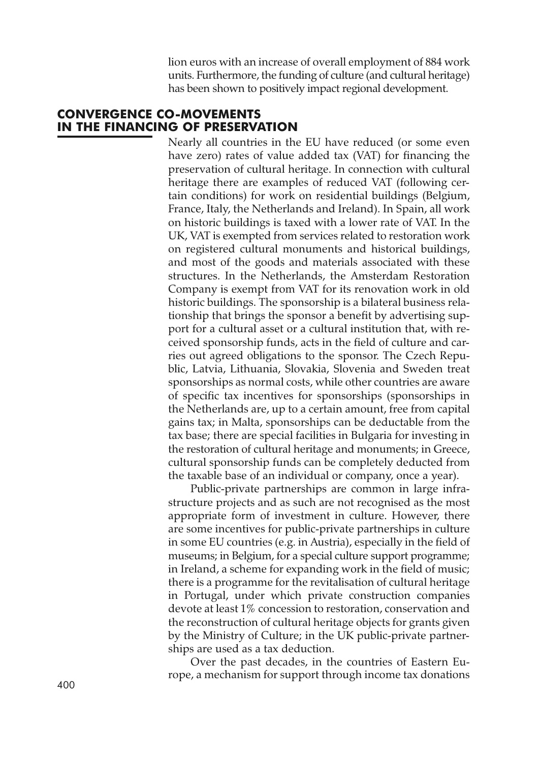lion euros with an increase of overall employment of 884 work units. Furthermore, the funding of culture (and cultural heritage) has been shown to positively impact regional development.

## CONVERGENCE CO-MOVEMENTS IN THE FINANCING OF PRESERVATION

Nearly all countries in the EU have reduced (or some even have zero) rates of value added tax (VAT) for financing the preservation of cultural heritage. In connection with cultural heritage there are examples of reduced VAT (following certain conditions) for work on residential buildings (Belgium, France, Italy, the Netherlands and Ireland). In Spain, all work on historic buildings is taxed with a lower rate of VAT. In the UK, VAT is exempted from services related to restoration work on registered cultural monuments and historical buildings, and most of the goods and materials associated with these structures. In the Netherlands, the Amsterdam Restoration Company is exempt from VAT for its renovation work in old historic buildings. The sponsorship is a bilateral business relationship that brings the sponsor a benefit by advertising support for a cultural asset or a cultural institution that, with received sponsorship funds, acts in the field of culture and carries out agreed obligations to the sponsor. The Czech Republic, Latvia, Lithuania, Slovakia, Slovenia and Sweden treat sponsorships as normal costs, while other countries are aware of specific tax incentives for sponsorships (sponsorships in the Netherlands are, up to a certain amount, free from capital gains tax; in Malta, sponsorships can be deductable from the tax base; there are special facilities in Bulgaria for investing in the restoration of cultural heritage and monuments; in Greece, cultural sponsorship funds can be completely deducted from the taxable base of an individual or company, once a year).

Public-private partnerships are common in large infrastructure projects and as such are not recognised as the most appropriate form of investment in culture. However, there are some incentives for public-private partnerships in culture in some EU countries (e.g. in Austria), especially in the field of museums; in Belgium, for a special culture support programme; in Ireland, a scheme for expanding work in the field of music; there is a programme for the revitalisation of cultural heritage in Portugal, under which private construction companies devote at least 1% concession to restoration, conservation and the reconstruction of cultural heritage objects for grants given by the Ministry of Culture; in the UK public-private partnerships are used as a tax deduction.

Over the past decades, in the countries of Eastern Europe, a mechanism for support through income tax donations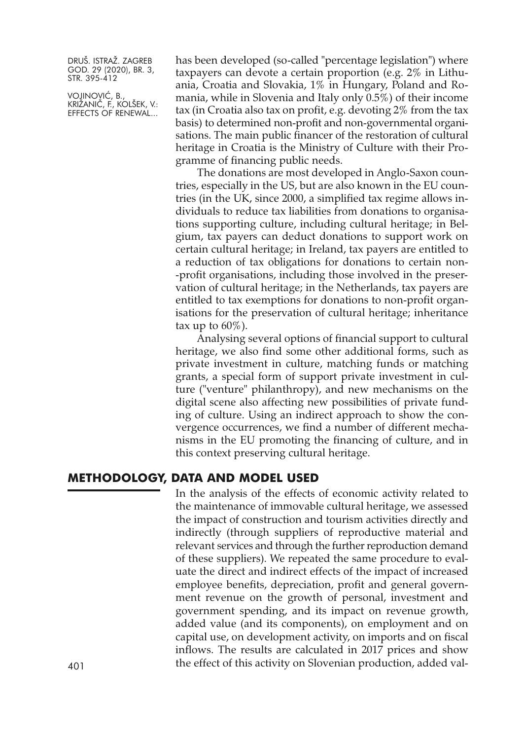has been developed (so-called "percentage legislation") where taxpayers can devote a certain proportion (e.g. 2% in Lithuania, Croatia and Slovakia, 1% in Hungary, Poland and Romania, while in Slovenia and Italy only 0.5%) of their income tax (in Croatia also tax on profit, e.g. devoting 2% from the tax basis) to determined non-profit and non-governmental organisations. The main public financer of the restoration of cultural heritage in Croatia is the Ministry of Culture with their Programme of financing public needs.

The donations are most developed in Anglo-Saxon countries, especially in the US, but are also known in the EU countries (in the UK, since 2000, a simplified tax regime allows individuals to reduce tax liabilities from donations to organisations supporting culture, including cultural heritage; in Belgium, tax payers can deduct donations to support work on certain cultural heritage; in Ireland, tax payers are entitled to a reduction of tax obligations for donations to certain non-profit organisations, including those involved in the preservation of cultural heritage; in the Netherlands, tax payers are entitled to tax exemptions for donations to non-profit organisations for the preservation of cultural heritage; inheritance tax up to 60%).

Analysing several options of financial support to cultural heritage, we also find some other additional forms, such as private investment in culture, matching funds or matching grants, a special form of support private investment in culture ("venture" philanthropy), and new mechanisms on the digital scene also affecting new possibilities of private funding of culture. Using an indirect approach to show the convergence occurrences, we find a number of different mechanisms in the EU promoting the financing of culture, and in this context preserving cultural heritage.

## METHODOLOGY, DATA AND MODEL USED

In the analysis of the effects of economic activity related to the maintenance of immovable cultural heritage, we assessed the impact of construction and tourism activities directly and indirectly (through suppliers of reproductive material and relevant services and through the further reproduction demand of these suppliers). We repeated the same procedure to evaluate the direct and indirect effects of the impact of increased employee benefits, depreciation, profit and general government revenue on the growth of personal, investment and government spending, and its impact on revenue growth, added value (and its components), on employment and on capital use, on development activity, on imports and on fiscal inflows. The results are calculated in 2017 prices and show the effect of this activity on Slovenian production, added val-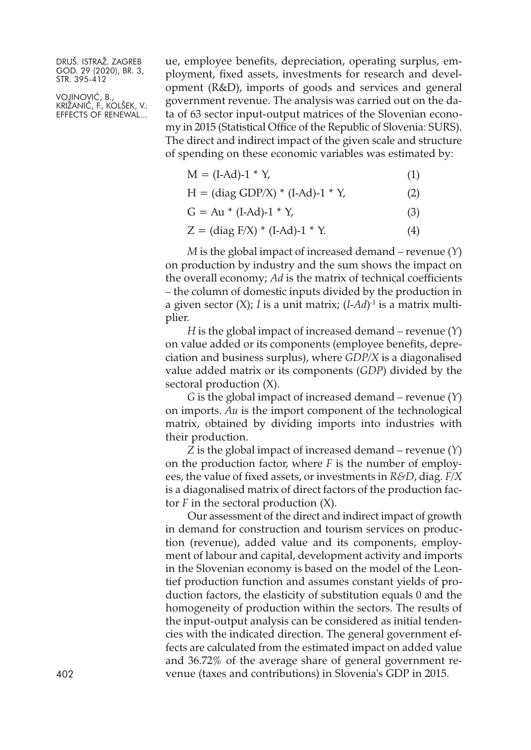ue, employee benefits, depreciation, operating surplus, employment, fixed assets, investments for research and development (R&D), imports of goods and services and general government revenue. The analysis was carried out on the data of 63 sector input-output matrices of the Slovenian economy in 2015 (Statistical Office of the Republic of Slovenia: SURS). The direct and indirect impact of the given scale and structure of spending on these economic variables was estimated by:

$$M = (I\text{-}Ad)\text{-}1 * Y, \quad (1)$$

$$H = (\text{diag } GDP/X) * (I\text{-}Ad)\text{-}1 * Y, \quad (2)$$

$$G = Au * (I\text{-}Ad)\text{-}1 * Y, \quad (3)$$

$$Z = (\text{diag } F/X) * (I\text{-}Ad)\text{-}1 * Y. \quad (4)$$

*M* is the global impact of increased demand – revenue (*Y*) on production by industry and the sum shows the impact on the overall economy; *Ad* is the matrix of technical coefficients – the column of domestic inputs divided by the production in a given sector (X); *I* is a unit matrix; $(I\text{-}Ad)^{-1}$ is a matrix multiplier.

*H* is the global impact of increased demand – revenue (*Y*) on value added or its components (employee benefits, depreciation and business surplus), where *GDP/X* is a diagonalised value added matrix or its components (*GDP*) divided by the sectoral production (X).

*G* is the global impact of increased demand – revenue (*Y*) on imports. *Au* is the import component of the technological matrix, obtained by dividing imports into industries with their production.

*Z* is the global impact of increased demand – revenue (*Y*) on the production factor, where *F* is the number of employees, the value of fixed assets, or investments in *R&D*, diag. *F/X* is a diagonalised matrix of direct factors of the production factor *F* in the sectoral production (X).

Our assessment of the direct and indirect impact of growth in demand for construction and tourism services on production (revenue), added value and its components, employment of labour and capital, development activity and imports in the Slovenian economy is based on the model of the Leontief production function and assumes constant yields of production factors, the elasticity of substitution equals 0 and the homogeneity of production within the sectors. The results of the input-output analysis can be considered as initial tendencies with the indicated direction. The general government effects are calculated from the estimated impact on added value and 36.72% of the average share of general government revenue (taxes and contributions) in Slovenia's GDP in 2015.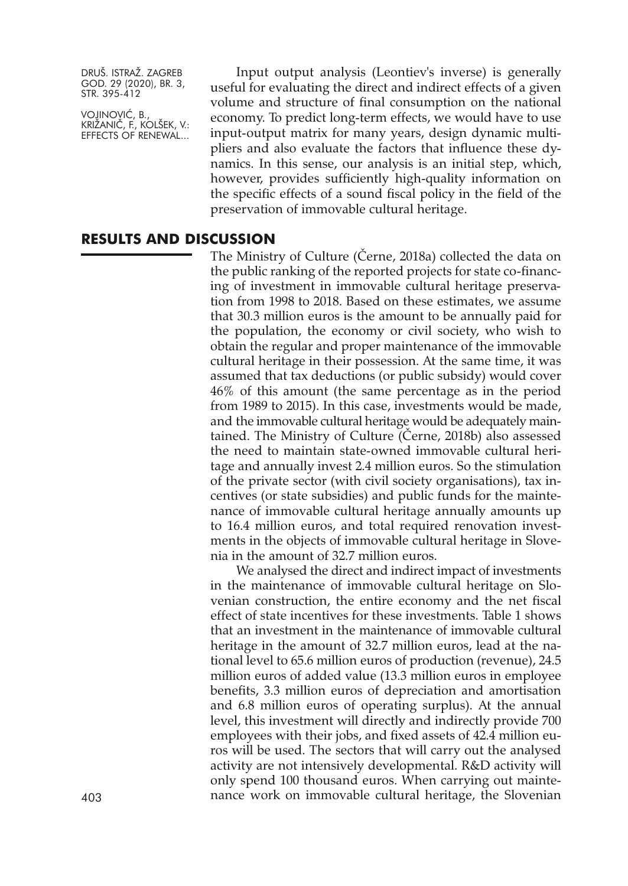Input output analysis (Leontiev's inverse) is generally useful for evaluating the direct and indirect effects of a given volume and structure of final consumption on the national economy. To predict long-term effects, we would have to use input-output matrix for many years, design dynamic multipliers and also evaluate the factors that influence these dynamics. In this sense, our analysis is an initial step, which, however, provides sufficiently high-quality information on the specific effects of a sound fiscal policy in the field of the preservation of immovable cultural heritage.

## RESULTS AND DISCUSSION

The Ministry of Culture (Černe, 2018a) collected the data on the public ranking of the reported projects for state co-financing of investment in immovable cultural heritage preservation from 1998 to 2018. Based on these estimates, we assume that 30.3 million euros is the amount to be annually paid for the population, the economy or civil society, who wish to obtain the regular and proper maintenance of the immovable cultural heritage in their possession. At the same time, it was assumed that tax deductions (or public subsidy) would cover 46% of this amount (the same percentage as in the period from 1989 to 2015). In this case, investments would be made, and the immovable cultural heritage would be adequately maintained. The Ministry of Culture (Černe, 2018b) also assessed the need to maintain state-owned immovable cultural heritage and annually invest 2.4 million euros. So the stimulation of the private sector (with civil society organisations), tax incentives (or state subsidies) and public funds for the maintenance of immovable cultural heritage annually amounts up to 16.4 million euros, and total required renovation investments in the objects of immovable cultural heritage in Slovenia in the amount of 32.7 million euros.

We analysed the direct and indirect impact of investments in the maintenance of immovable cultural heritage on Slovenian construction, the entire economy and the net fiscal effect of state incentives for these investments. Table 1 shows that an investment in the maintenance of immovable cultural heritage in the amount of 32.7 million euros, lead at the national level to 65.6 million euros of production (revenue), 24.5 million euros of added value (13.3 million euros in employee benefits, 3.3 million euros of depreciation and amortisation and 6.8 million euros of operating surplus). At the annual level, this investment will directly and indirectly provide 700 employees with their jobs, and fixed assets of 42.4 million euros will be used. The sectors that will carry out the analysed activity are not intensively developmental. R&D activity will only spend 100 thousand euros. When carrying out maintenance work on immovable cultural heritage, the Slovenian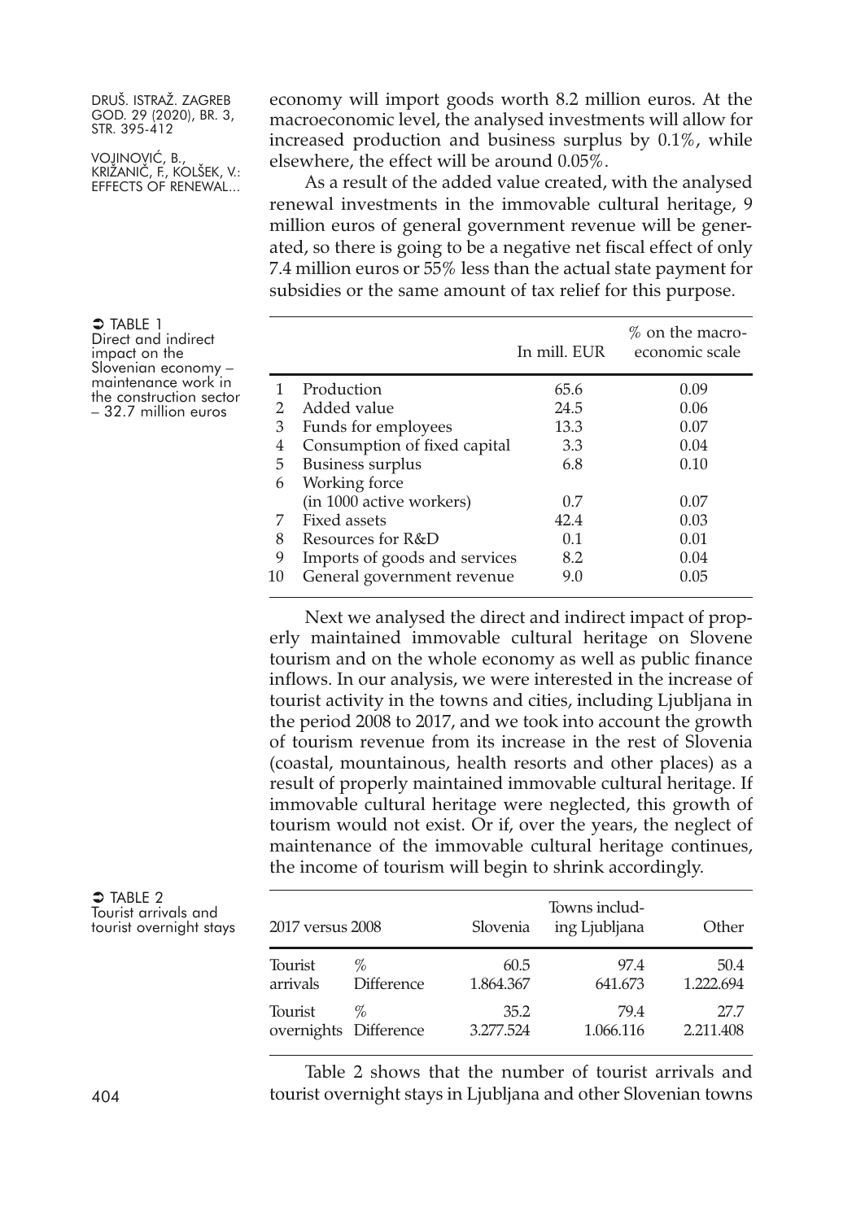economy will import goods worth 8.2 million euros. At the macroeconomic level, the analysed investments will allow for increased production and business surplus by 0.1%, while elsewhere, the effect will be around 0.05%.

As a result of the added value created, with the analysed renewal investments in the immovable cultural heritage, 9 million euros of general government revenue will be generated, so there is going to be a negative net fiscal effect of only 7.4 million euros or 55% less than the actual state payment for subsidies or the same amount of tax relief for this purpose.

TABLE 1 Direct and indirect impact on the Slovenian economy – maintenance work in the construction sector – 32.7 million euros

| | | In mill. EUR | % on the macroeconomic scale |
|---|---|---|---|
| 1 | Production | 65.6 | 0.09 |
| 2 | Added value | 24.5 | 0.06 |
| 3 | Funds for employees | 13.3 | 0.07 |
| 4 | Consumption of fixed capital | 3.3 | 0.04 |
| 5 | Business surplus | 6.8 | 0.10 |
| 6 | Working force (in 1000 active workers) | 0.7 | 0.07 |
| 7 | Fixed assets | 42.4 | 0.03 |
| 8 | Resources for R&D | 0.1 | 0.01 |
| 9 | Imports of goods and services | 8.2 | 0.04 |
| 10 | General government revenue | 9.0 | 0.05 |

Next we analysed the direct and indirect impact of properly maintained immovable cultural heritage on Slovene tourism and on the whole economy as well as public finance inflows. In our analysis, we were interested in the increase of tourist activity in the towns and cities, including Ljubljana in the period 2008 to 2017, and we took into account the growth of tourism revenue from its increase in the rest of Slovenia (coastal, mountainous, health resorts and other places) as a result of properly maintained immovable cultural heritage. If immovable cultural heritage were neglected, this growth of tourism would not exist. Or if, over the years, the neglect of maintenance of the immovable cultural heritage continues, the income of tourism will begin to shrink accordingly.

TABLE 2 Tourist arrivals and tourist overnight stays

| 2017 versus 2008 | | Slovenia | Towns including Ljubljana | Other |
|---|---|---|---|---|
| Tourist arrivals | % | 60.5 | 97.4 | 50.4 |
| | Difference | 1.864.367 | 641.673 | 1.222.694 |
| Tourist overnights | % | 35.2 | 79.4 | 27.7 |
| | Difference | 3.277.524 | 1.066.116 | 2.211.408 |

Table 2 shows that the number of tourist arrivals and tourist overnight stays in Ljubljana and other Slovenian towns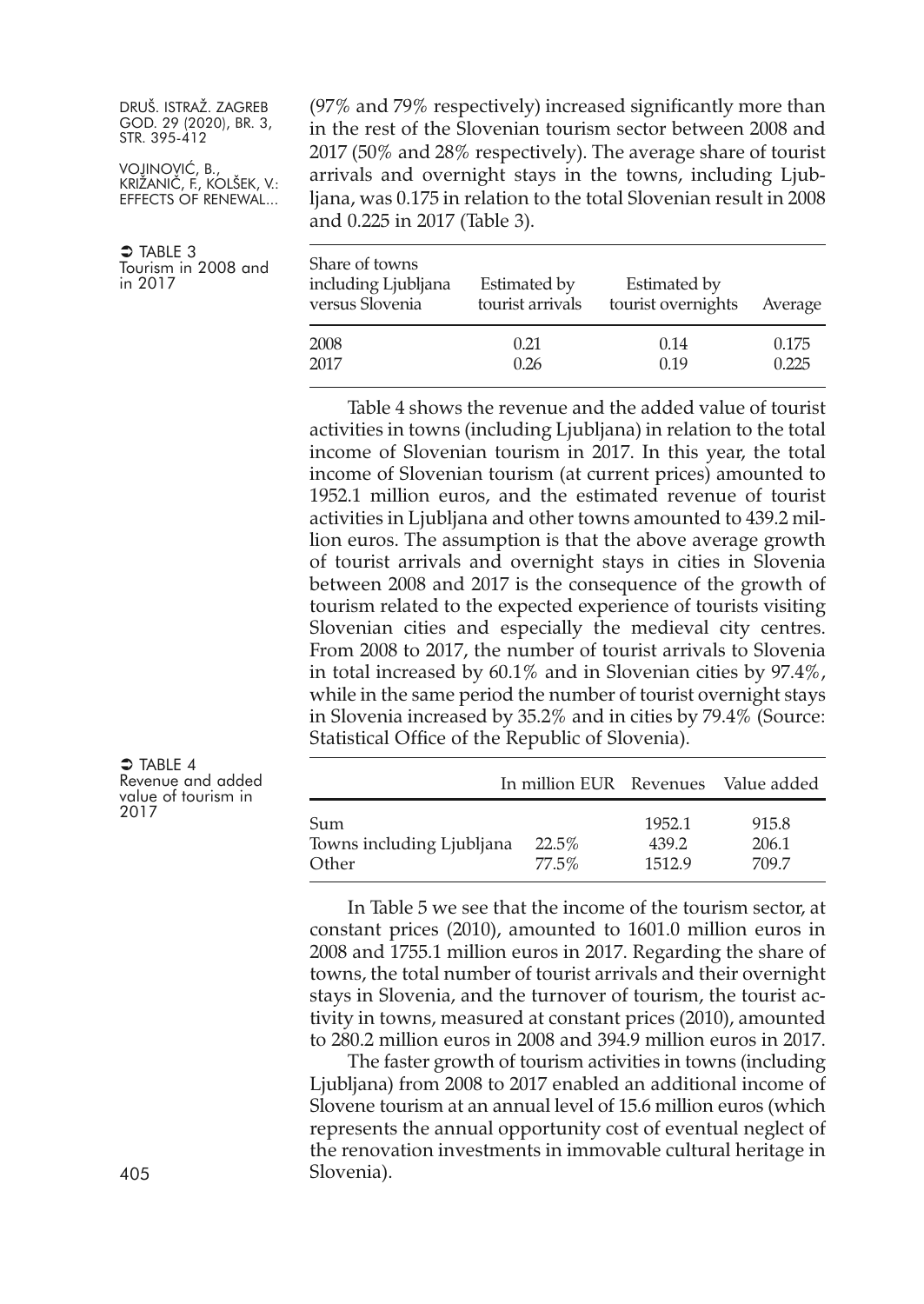(97% and 79% respectively) increased significantly more than in the rest of the Slovenian tourism sector between 2008 and 2017 (50% and 28% respectively). The average share of tourist arrivals and overnight stays in the towns, including Ljubljana, was 0.175 in relation to the total Slovenian result in 2008 and 0.225 in 2017 (Table 3).

TABLE 3
Tourism in 2008 and in 2017

| Share of towns including Ljubljana versus Slovenia | Estimated by tourist arrivals | Estimated by tourist overnights | Average |
|---|---|---|---|
| 2008 | 0.21 | 0.14 | 0.175 |
| 2017 | 0.26 | 0.19 | 0.225 |

Table 4 shows the revenue and the added value of tourist activities in towns (including Ljubljana) in relation to the total income of Slovenian tourism in 2017. In this year, the total income of Slovenian tourism (at current prices) amounted to 1952.1 million euros, and the estimated revenue of tourist activities in Ljubljana and other towns amounted to 439.2 million euros. The assumption is that the above average growth of tourist arrivals and overnight stays in cities in Slovenia between 2008 and 2017 is the consequence of the growth of tourism related to the expected experience of tourists visiting Slovenian cities and especially the medieval city centres. From 2008 to 2017, the number of tourist arrivals to Slovenia in total increased by 60.1% and in Slovenian cities by 97.4%, while in the same period the number of tourist overnight stays in Slovenia increased by 35.2% and in cities by 79.4% (Source: Statistical Office of the Republic of Slovenia).

TABLE 4
Revenue and added value of tourism in 2017

| | In million EUR | Revenues | Value added |
|---|---|---|---|
| Sum | | 1952.1 | 915.8 |
| Towns including Ljubljana | 22.5% | 439.2 | 206.1 |
| Other | 77.5% | 1512.9 | 709.7 |

In Table 5 we see that the income of the tourism sector, at constant prices (2010), amounted to 1601.0 million euros in 2008 and 1755.1 million euros in 2017. Regarding the share of towns, the total number of tourist arrivals and their overnight stays in Slovenia, and the turnover of tourism, the tourist activity in towns, measured at constant prices (2010), amounted to 280.2 million euros in 2008 and 394.9 million euros in 2017.

The faster growth of tourism activities in towns (including Ljubljana) from 2008 to 2017 enabled an additional income of Slovene tourism at an annual level of 15.6 million euros (which represents the annual opportunity cost of eventual neglect of the renovation investments in immovable cultural heritage in Slovenia).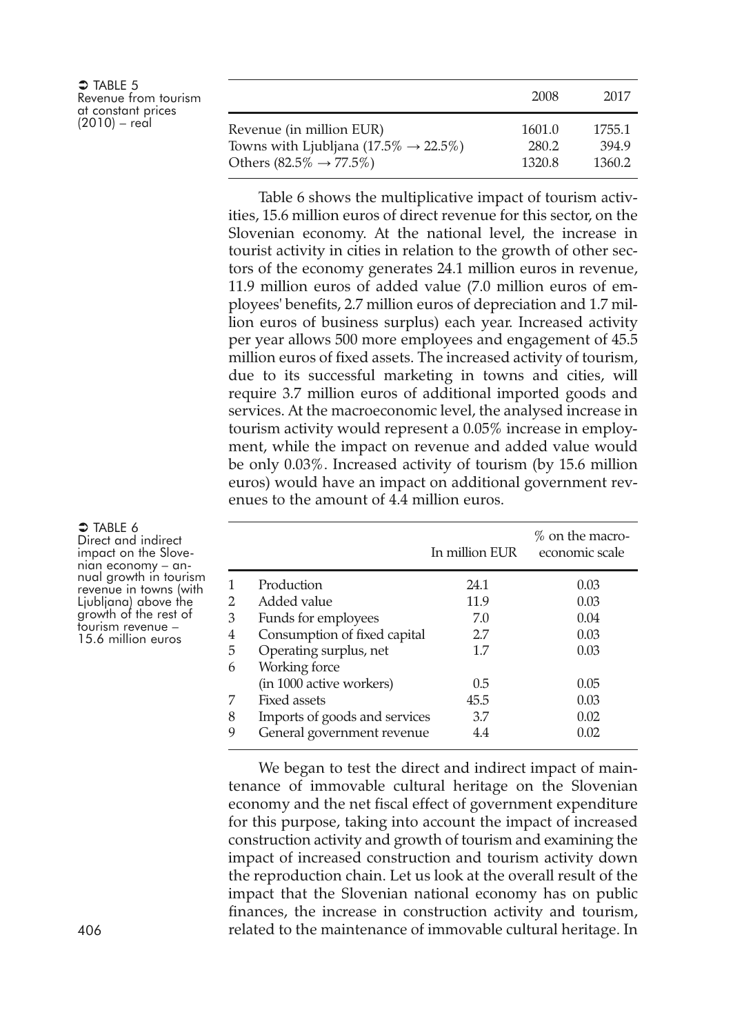TABLE 5
Revenue from tourism at constant prices (2010) – real

| | 2008 | 2017 |
|---|---|---|
| Revenue (in million EUR) | 1601.0 | 1755.1 |
| Towns with Ljubljana (17.5% → 22.5%) | 280.2 | 394.9 |
| Others (82.5% → 77.5%) | 1320.8 | 1360.2 |

Table 6 shows the multiplicative impact of tourism activities, 15.6 million euros of direct revenue for this sector, on the Slovenian economy. At the national level, the increase in tourist activity in cities in relation to the growth of other sectors of the economy generates 24.1 million euros in revenue, 11.9 million euros of added value (7.0 million euros of employees' benefits, 2.7 million euros of depreciation and 1.7 million euros of business surplus) each year. Increased activity per year allows 500 more employees and engagement of 45.5 million euros of fixed assets. The increased activity of tourism, due to its successful marketing in towns and cities, will require 3.7 million euros of additional imported goods and services. At the macroeconomic level, the analysed increase in tourism activity would represent a 0.05% increase in employment, while the impact on revenue and added value would be only 0.03%. Increased activity of tourism (by 15.6 million euros) would have an impact on additional government revenues to the amount of 4.4 million euros.

TABLE 6
Direct and indirect impact on the Slovenian economy – annual growth in tourism revenue in towns (with Ljubljana) above the growth of the rest of tourism revenue – 15.6 million euros

| | | In million EUR | % on the macroeconomic scale |
|---|---|---|---|
| 1 | Production | 24.1 | 0.03 |
| 2 | Added value | 11.9 | 0.03 |
| 3 | Funds for employees | 7.0 | 0.04 |
| 4 | Consumption of fixed capital | 2.7 | 0.03 |
| 5 | Operating surplus, net | 1.7 | 0.03 |
| 6 | Working force (in 1000 active workers) | 0.5 | 0.05 |
| 7 | Fixed assets | 45.5 | 0.03 |
| 8 | Imports of goods and services | 3.7 | 0.02 |
| 9 | General government revenue | 4.4 | 0.02 |

We began to test the direct and indirect impact of maintenance of immovable cultural heritage on the Slovenian economy and the net fiscal effect of government expenditure for this purpose, taking into account the impact of increased construction activity and growth of tourism and examining the impact of increased construction and tourism activity down the reproduction chain. Let us look at the overall result of the impact that the Slovenian national economy has on public finances, the increase in construction activity and tourism, related to the maintenance of immovable cultural heritage. In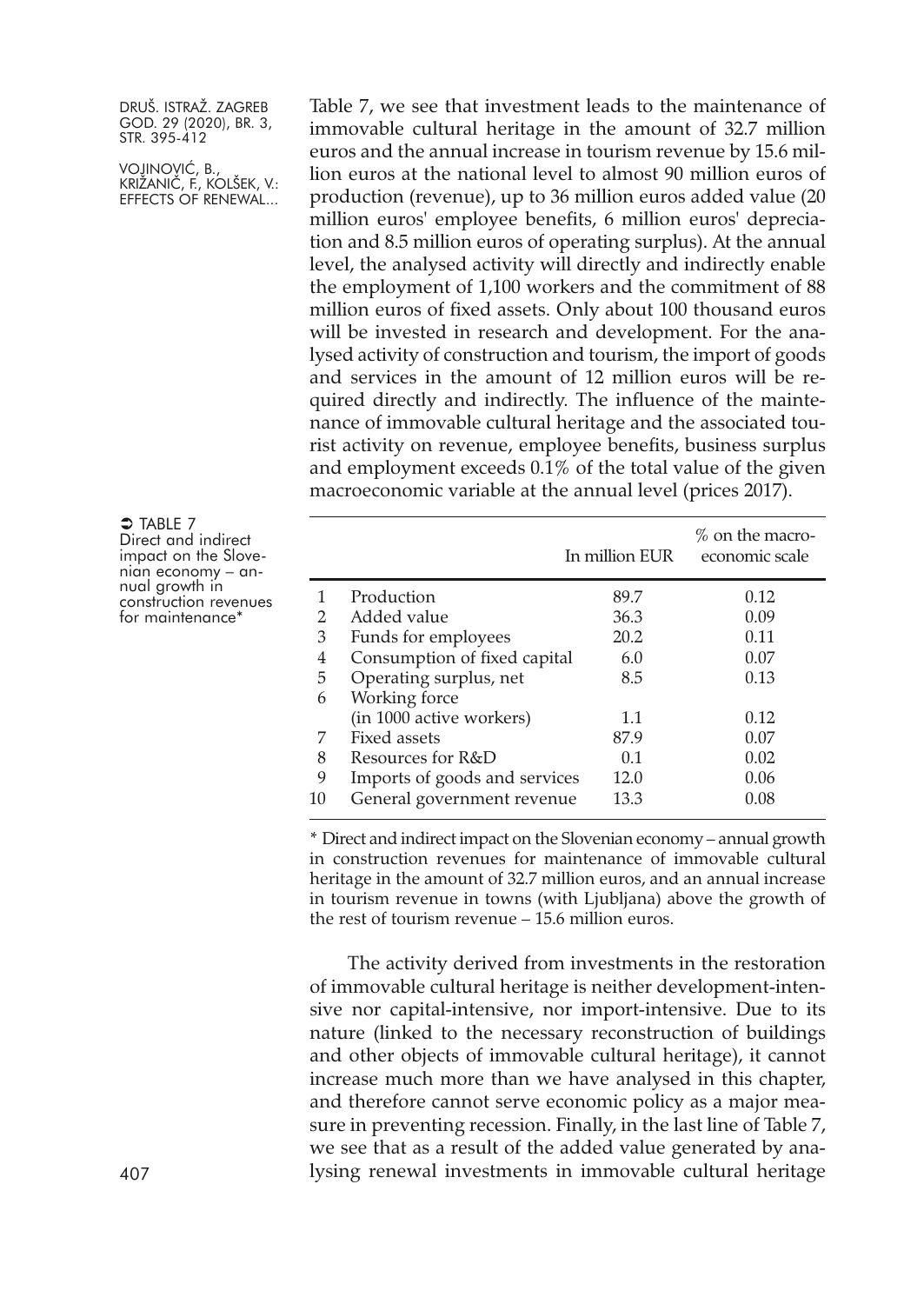Table 7, we see that investment leads to the maintenance of immovable cultural heritage in the amount of 32.7 million euros and the annual increase in tourism revenue by 15.6 million euros at the national level to almost 90 million euros of production (revenue), up to 36 million euros added value (20 million euros' employee benefits, 6 million euros' depreciation and 8.5 million euros of operating surplus). At the annual level, the analysed activity will directly and indirectly enable the employment of 1,100 workers and the commitment of 88 million euros of fixed assets. Only about 100 thousand euros will be invested in research and development. For the analysed activity of construction and tourism, the import of goods and services in the amount of 12 million euros will be required directly and indirectly. The influence of the maintenance of immovable cultural heritage and the associated tourist activity on revenue, employee benefits, business surplus and employment exceeds 0.1% of the total value of the given macroeconomic variable at the annual level (prices 2017).

TABLE 7
Direct and indirect impact on the Slovenian economy – annual growth in construction revenues for maintenance*

| | | In million EUR | % on the macro-economic scale |
|---|---|---|---|
| 1 | Production | 89.7 | 0.12 |
| 2 | Added value | 36.3 | 0.09 |
| 3 | Funds for employees | 20.2 | 0.11 |
| 4 | Consumption of fixed capital | 6.0 | 0.07 |
| 5 | Operating surplus, net | 8.5 | 0.13 |
| 6 | Working force (in 1000 active workers) | 1.1 | 0.12 |
| 7 | Fixed assets | 87.9 | 0.07 |
| 8 | Resources for R&D | 0.1 | 0.02 |
| 9 | Imports of goods and services | 12.0 | 0.06 |
| 10 | General government revenue | 13.3 | 0.08 |

* Direct and indirect impact on the Slovenian economy – annual growth in construction revenues for maintenance of immovable cultural heritage in the amount of 32.7 million euros, and an annual increase in tourism revenue in towns (with Ljubljana) above the growth of the rest of tourism revenue – 15.6 million euros.

The activity derived from investments in the restoration of immovable cultural heritage is neither development-intensive nor capital-intensive, nor import-intensive. Due to its nature (linked to the necessary reconstruction of buildings and other objects of immovable cultural heritage), it cannot increase much more than we have analysed in this chapter, and therefore cannot serve economic policy as a major measure in preventing recession. Finally, in the last line of Table 7, we see that as a result of the added value generated by analysing renewal investments in immovable cultural heritage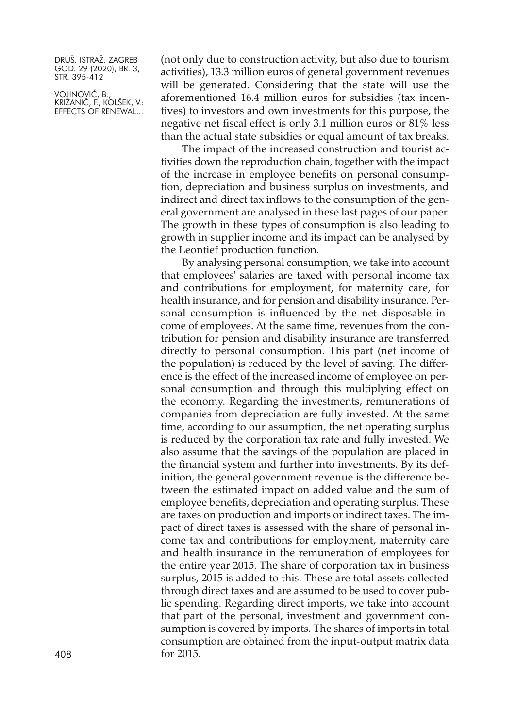(not only due to construction activity, but also due to tourism activities), 13.3 million euros of general government revenues will be generated. Considering that the state will use the aforementioned 16.4 million euros for subsidies (tax incentives) to investors and own investments for this purpose, the negative net fiscal effect is only 3.1 million euros or 81% less than the actual state subsidies or equal amount of tax breaks.

The impact of the increased construction and tourist activities down the reproduction chain, together with the impact of the increase in employee benefits on personal consumption, depreciation and business surplus on investments, and indirect and direct tax inflows to the consumption of the general government are analysed in these last pages of our paper. The growth in these types of consumption is also leading to growth in supplier income and its impact can be analysed by the Leontief production function.

By analysing personal consumption, we take into account that employees' salaries are taxed with personal income tax and contributions for employment, for maternity care, for health insurance, and for pension and disability insurance. Personal consumption is influenced by the net disposable income of employees. At the same time, revenues from the contribution for pension and disability insurance are transferred directly to personal consumption. This part (net income of the population) is reduced by the level of saving. The difference is the effect of the increased income of employee on personal consumption and through this multiplying effect on the economy. Regarding the investments, remunerations of companies from depreciation are fully invested. At the same time, according to our assumption, the net operating surplus is reduced by the corporation tax rate and fully invested. We also assume that the savings of the population are placed in the financial system and further into investments. By its definition, the general government revenue is the difference between the estimated impact on added value and the sum of employee benefits, depreciation and operating surplus. These are taxes on production and imports or indirect taxes. The impact of direct taxes is assessed with the share of personal income tax and contributions for employment, maternity care and health insurance in the remuneration of employees for the entire year 2015. The share of corporation tax in business surplus, 2015 is added to this. These are total assets collected through direct taxes and are assumed to be used to cover public spending. Regarding direct imports, we take into account that part of the personal, investment and government consumption is covered by imports. The shares of imports in total consumption are obtained from the input-output matrix data for 2015.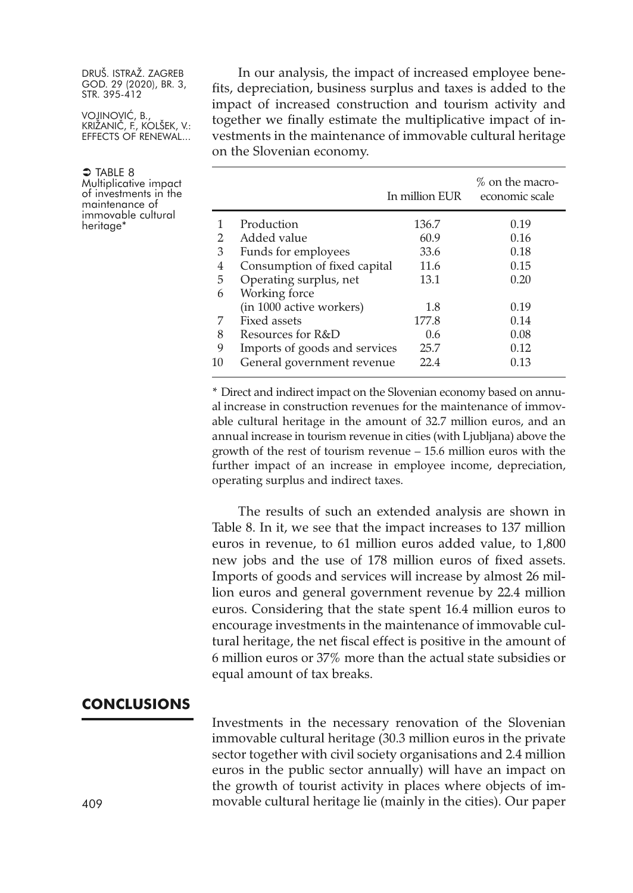In our analysis, the impact of increased employee benefits, depreciation, business surplus and taxes is added to the impact of increased construction and tourism activity and together we finally estimate the multiplicative impact of investments in the maintenance of immovable cultural heritage on the Slovenian economy.

TABLE 8
Multiplicative impact of investments in the maintenance of immovable cultural heritage*

| | | In million EUR | % on the macro-economic scale |
|---|---|---|---|
| 1 | Production | 136.7 | 0.19 |
| 2 | Added value | 60.9 | 0.16 |
| 3 | Funds for employees | 33.6 | 0.18 |
| 4 | Consumption of fixed capital | 11.6 | 0.15 |
| 5 | Operating surplus, net | 13.1 | 0.20 |
| 6 | Working force (in 1000 active workers) | 1.8 | 0.19 |
| 7 | Fixed assets | 177.8 | 0.14 |
| 8 | Resources for R&D | 0.6 | 0.08 |
| 9 | Imports of goods and services | 25.7 | 0.12 |
| 10 | General government revenue | 22.4 | 0.13 |

* Direct and indirect impact on the Slovenian economy based on annual increase in construction revenues for the maintenance of immovable cultural heritage in the amount of 32.7 million euros, and an annual increase in tourism revenue in cities (with Ljubljana) above the growth of the rest of tourism revenue – 15.6 million euros with the further impact of an increase in employee income, depreciation, operating surplus and indirect taxes.

The results of such an extended analysis are shown in Table 8. In it, we see that the impact increases to 137 million euros in revenue, to 61 million euros added value, to 1,800 new jobs and the use of 178 million euros of fixed assets. Imports of goods and services will increase by almost 26 million euros and general government revenue by 22.4 million euros. Considering that the state spent 16.4 million euros to encourage investments in the maintenance of immovable cultural heritage, the net fiscal effect is positive in the amount of 6 million euros or 37% more than the actual state subsidies or equal amount of tax breaks.

## CONCLUSIONS

Investments in the necessary renovation of the Slovenian immovable cultural heritage (30.3 million euros in the private sector together with civil society organisations and 2.4 million euros in the public sector annually) will have an impact on the growth of tourist activity in places where objects of immovable cultural heritage lie (mainly in the cities). Our paper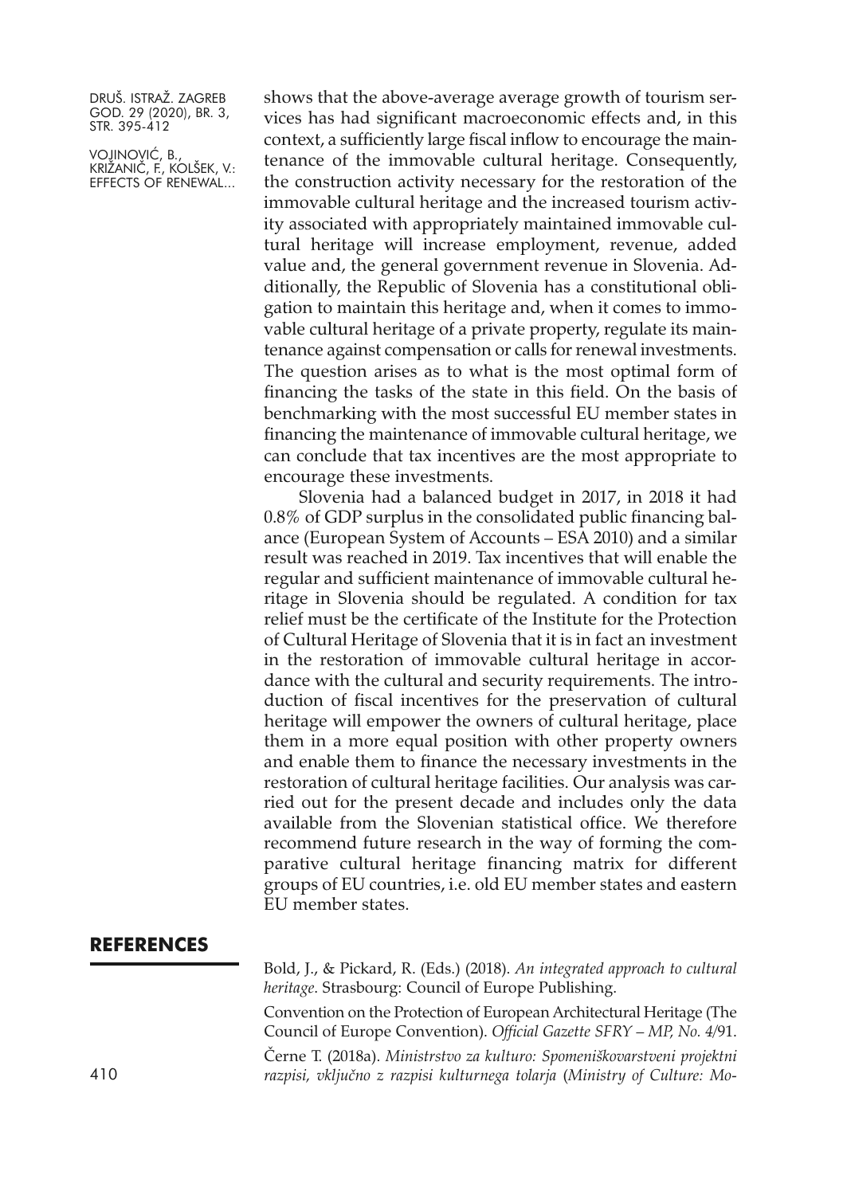shows that the above-average average growth of tourism services has had significant macroeconomic effects and, in this context, a sufficiently large fiscal inflow to encourage the maintenance of the immovable cultural heritage. Consequently, the construction activity necessary for the restoration of the immovable cultural heritage and the increased tourism activity associated with appropriately maintained immovable cultural heritage will increase employment, revenue, added value and, the general government revenue in Slovenia. Additionally, the Republic of Slovenia has a constitutional obligation to maintain this heritage and, when it comes to immovable cultural heritage of a private property, regulate its maintenance against compensation or calls for renewal investments. The question arises as to what is the most optimal form of financing the tasks of the state in this field. On the basis of benchmarking with the most successful EU member states in financing the maintenance of immovable cultural heritage, we can conclude that tax incentives are the most appropriate to encourage these investments.

Slovenia had a balanced budget in 2017, in 2018 it had 0.8% of GDP surplus in the consolidated public financing balance (European System of Accounts – ESA 2010) and a similar result was reached in 2019. Tax incentives that will enable the regular and sufficient maintenance of immovable cultural heritage in Slovenia should be regulated. A condition for tax relief must be the certificate of the Institute for the Protection of Cultural Heritage of Slovenia that it is in fact an investment in the restoration of immovable cultural heritage in accordance with the cultural and security requirements. The introduction of fiscal incentives for the preservation of cultural heritage will empower the owners of cultural heritage, place them in a more equal position with other property owners and enable them to finance the necessary investments in the restoration of cultural heritage facilities. Our analysis was carried out for the present decade and includes only the data available from the Slovenian statistical office. We therefore recommend future research in the way of forming the comparative cultural heritage financing matrix for different groups of EU countries, i.e. old EU member states and eastern EU member states.

## REFERENCES

Bold, J., & Pickard, R. (Eds.) (2018). *An integrated approach to cultural heritage*. Strasbourg: Council of Europe Publishing.

Convention on the Protection of European Architectural Heritage (The Council of Europe Convention). *Official Gazette SFRY – MP, No. 4/91*.

Černe T. (2018a). *Ministrstvo za kulturo: Spomeniškovarstveni projektni razpisi, vključno z razpisi kulturnega tolarja* (*Ministry of Culture: Mo-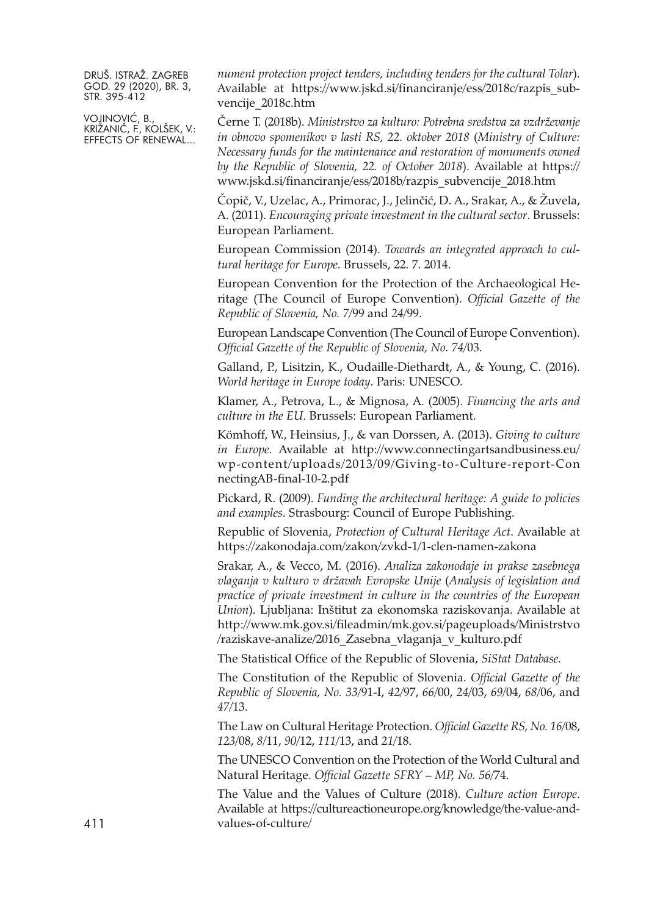*nument protection project tenders, including tenders for the cultural Tolar*). Available at https://www.jskd.si/financiranje/ess/2018c/razpis_subvencije_2018c.htm

Černe T. (2018b). *Ministrstvo za kulturo: Potrebna sredstva za vzdrževanje in obnovo spomenikov v lasti RS, 22. oktober 2018* (*Ministry of Culture: Necessary funds for the maintenance and restoration of monuments owned by the Republic of Slovenia, 22. of October 2018*). Available at https://www.jskd.si/financiranje/ess/2018b/razpis_subvencije_2018.htm

Čopič, V., Uzelac, A., Primorac, J., Jelinčić, D. A., Srakar, A., & Žuvela, A. (2011). *Encouraging private investment in the cultural sector*. Brussels: European Parliament.

European Commission (2014). *Towards an integrated approach to cultural heritage for Europe*. Brussels, 22. 7. 2014.

European Convention for the Protection of the Archaeological Heritage (The Council of Europe Convention). *Official Gazette of the Republic of Slovenia, No. 7*/99 and *24*/99.

European Landscape Convention (The Council of Europe Convention). *Official Gazette of the Republic of Slovenia, No. 74*/03.

Galland, P., Lisitzin, K., Oudaille-Diethardt, A., & Young, C. (2016). *World heritage in Europe today*. Paris: UNESCO.

Klamer, A., Petrova, L., & Mignosa, A. (2005). *Financing the arts and culture in the EU*. Brussels: European Parliament.

Kömhoff, W., Heinsius, J., & van Dorssen, A. (2013). *Giving to culture in Europe*. Available at http://www.connectingartsandbusiness.eu/wp-content/uploads/2013/09/Giving-to-Culture-report-ConnectingAB-final-10-2.pdf

Pickard, R. (2009). *Funding the architectural heritage: A guide to policies and examples*. Strasbourg: Council of Europe Publishing.

Republic of Slovenia, *Protection of Cultural Heritage Act*. Available at https://zakonodaja.com/zakon/zvkd-1/1-clen-namen-zakona

Srakar, A., & Vecco, M. (2016). *Analiza zakonodaje in prakse zasebnega vlaganja v kulturo v državah Evropske Unije* (*Analysis of legislation and practice of private investment in culture in the countries of the European Union*). Ljubljana: Inštitut za ekonomska raziskovanja. Available at http://www.mk.gov.si/fileadmin/mk.gov.si/pageuploads/Ministrstvo/raziskave-analize/2016_Zasebna_vlaganja_v_kulturo.pdf

The Statistical Office of the Republic of Slovenia, *SiStat Database.*

The Constitution of the Republic of Slovenia. *Official Gazette of the Republic of Slovenia, No. 33*/91-I, *42*/97, *66*/00, *24*/03, *69*/04, *68*/06, and *47*/13.

The Law on Cultural Heritage Protection. *Official Gazette RS, No. 16*/08, *123*/08, *8*/11, *90*/12, *111*/13, and *21*/18.

The UNESCO Convention on the Protection of the World Cultural and Natural Heritage. *Official Gazette SFRY – MP, No. 56*/74.

The Value and the Values of Culture (2018). *Culture action Europe*. Available at https://cultureactioneurope.org/knowledge/the-value-and-values-of-culture/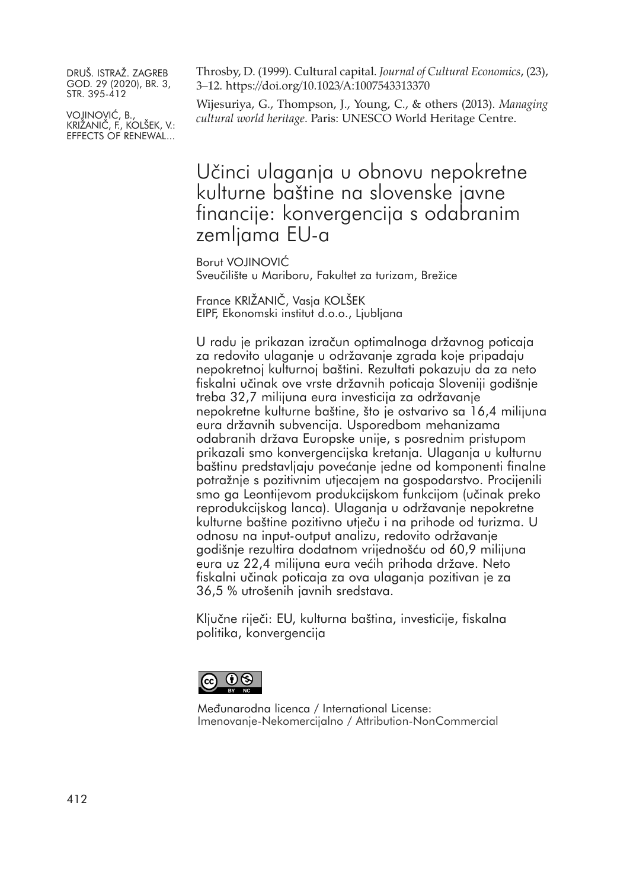Throsby, D. (1999). Cultural capital. *Journal of Cultural Economics*, (23), 3–12. https://doi.org/10.1023/A:1007543313370

Wijesuriya, G., Thompson, J., Young, C., & others (2013). *Managing cultural world heritage*. Paris: UNESCO World Heritage Centre.

# Učinci ulaganja u obnovu nepokretne kulturne baštine na slovenske javne financije: konvergencija s odabranim zemljama EU-a

Borut VOJINOVIĆ
Sveučilište u Mariboru, Fakultet za turizam, Brežice

France KRIŽANIČ, Vasja KOLŠEK
EIPF, Ekonomski institut d.o.o., Ljubljana

U radu je prikazan izračun optimalnoga državnog poticaja za redovito ulaganje u održavanje zgrada koje pripadaju nepokretnoj kulturnoj baštini. Rezultati pokazuju da za neto fiskalni učinak ove vrste državnih poticaja Sloveniji godišnje treba 32,7 milijuna eura investicija za održavanje nepokretne kulturne baštine, što je ostvarivo sa 16,4 milijuna eura državnih subvencija. Usporedbom mehanizama odabranih država Europske unije, s posrednim pristupom prikazali smo konvergencijska kretanja. Ulaganja u kulturnu baštinu predstavljaju povećanje jedne od komponenti finalne potražnje s pozitivnim utjecajem na gospodarstvo. Procijenili smo ga Leontijevom produkcijskom funkcijom (učinak preko reprodukcijskog lanca). Ulaganja u održavanje nepokretne kulturne baštine pozitivno utječu i na prihode od turizma. U odnosu na input-output analizu, redovito održavanje godišnje rezultira dodatnom vrijednošću od 60,9 milijuna eura uz 22,4 milijuna eura većih prihoda države. Neto fiskalni učinak poticaja za ova ulaganja pozitivan je za 36,5 % utrošenih javnih sredstava.

Ključne riječi: EU, kulturna baština, investicije, fiskalna politika, konvergencija

Međunarodna licenca / International License:
Imenovanje-Nekomercijalno / Attribution-NonCommercial